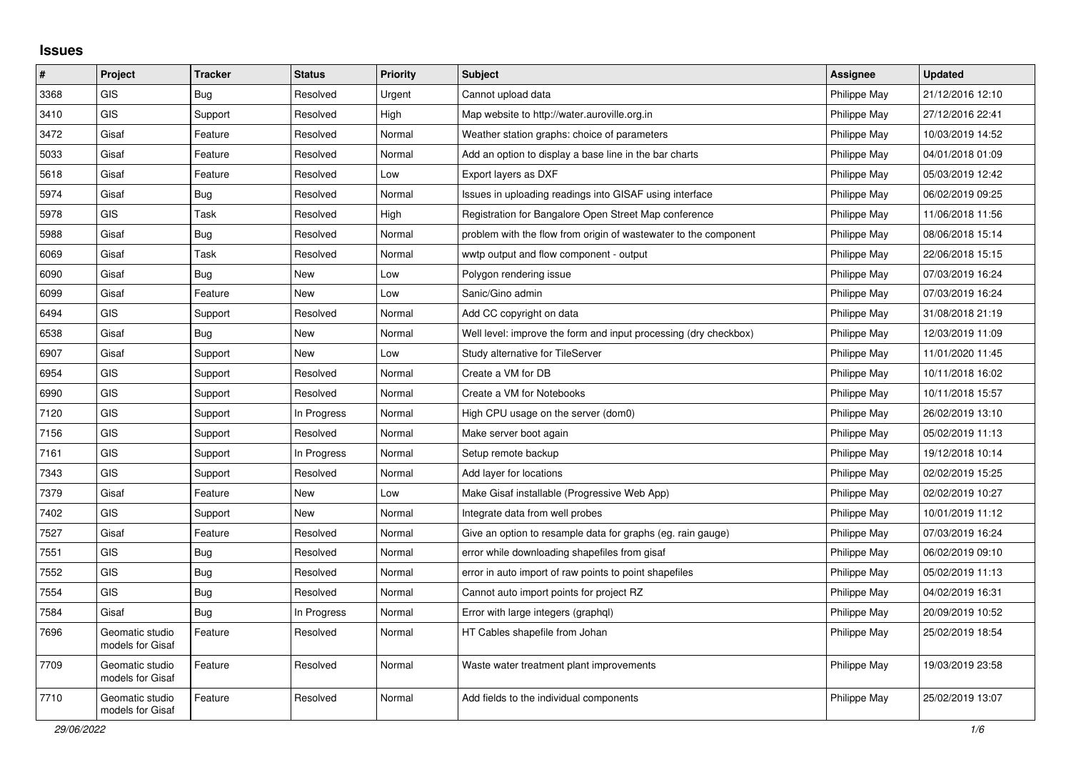# Issues

| # | Project | Tracker | Status | Priority | Subject | Assignee | Updated |
|---|---|---|---|---|---|---|---|
| 3368 | GIS | Bug | Resolved | Urgent | Cannot upload data | Philippe May | 21/12/2016 12:10 |
| 3410 | GIS | Support | Resolved | High | Map website to http://water.auroville.org.in | Philippe May | 27/12/2016 22:41 |
| 3472 | Gisaf | Feature | Resolved | Normal | Weather station graphs: choice of parameters | Philippe May | 10/03/2019 14:52 |
| 5033 | Gisaf | Feature | Resolved | Normal | Add an option to display a base line in the bar charts | Philippe May | 04/01/2018 01:09 |
| 5618 | Gisaf | Feature | Resolved | Low | Export layers as DXF | Philippe May | 05/03/2019 12:42 |
| 5974 | Gisaf | Bug | Resolved | Normal | Issues in uploading readings into GISAF using interface | Philippe May | 06/02/2019 09:25 |
| 5978 | GIS | Task | Resolved | High | Registration for Bangalore Open Street Map conference | Philippe May | 11/06/2018 11:56 |
| 5988 | Gisaf | Bug | Resolved | Normal | problem with the flow from origin of wastewater to the component | Philippe May | 08/06/2018 15:14 |
| 6069 | Gisaf | Task | Resolved | Normal | wwtp output and flow component - output | Philippe May | 22/06/2018 15:15 |
| 6090 | Gisaf | Bug | New | Low | Polygon rendering issue | Philippe May | 07/03/2019 16:24 |
| 6099 | Gisaf | Feature | New | Low | Sanic/Gino admin | Philippe May | 07/03/2019 16:24 |
| 6494 | GIS | Support | Resolved | Normal | Add CC copyright on data | Philippe May | 31/08/2018 21:19 |
| 6538 | Gisaf | Bug | New | Normal | Well level: improve the form and input processing (dry checkbox) | Philippe May | 12/03/2019 11:09 |
| 6907 | Gisaf | Support | New | Low | Study alternative for TileServer | Philippe May | 11/01/2020 11:45 |
| 6954 | GIS | Support | Resolved | Normal | Create a VM for DB | Philippe May | 10/11/2018 16:02 |
| 6990 | GIS | Support | Resolved | Normal | Create a VM for Notebooks | Philippe May | 10/11/2018 15:57 |
| 7120 | GIS | Support | In Progress | Normal | High CPU usage on the server (dom0) | Philippe May | 26/02/2019 13:10 |
| 7156 | GIS | Support | Resolved | Normal | Make server boot again | Philippe May | 05/02/2019 11:13 |
| 7161 | GIS | Support | In Progress | Normal | Setup remote backup | Philippe May | 19/12/2018 10:14 |
| 7343 | GIS | Support | Resolved | Normal | Add layer for locations | Philippe May | 02/02/2019 15:25 |
| 7379 | Gisaf | Feature | New | Low | Make Gisaf installable (Progressive Web App) | Philippe May | 02/02/2019 10:27 |
| 7402 | GIS | Support | New | Normal | Integrate data from well probes | Philippe May | 10/01/2019 11:12 |
| 7527 | Gisaf | Feature | Resolved | Normal | Give an option to resample data for graphs (eg. rain gauge) | Philippe May | 07/03/2019 16:24 |
| 7551 | GIS | Bug | Resolved | Normal | error while downloading shapefiles from gisaf | Philippe May | 06/02/2019 09:10 |
| 7552 | GIS | Bug | Resolved | Normal | error in auto import of raw points to point shapefiles | Philippe May | 05/02/2019 11:13 |
| 7554 | GIS | Bug | Resolved | Normal | Cannot auto import points for project RZ | Philippe May | 04/02/2019 16:31 |
| 7584 | Gisaf | Bug | In Progress | Normal | Error with large integers (graphql) | Philippe May | 20/09/2019 10:52 |
| 7696 | Geomatic studio models for Gisaf | Feature | Resolved | Normal | HT Cables shapefile from Johan | Philippe May | 25/02/2019 18:54 |
| 7709 | Geomatic studio models for Gisaf | Feature | Resolved | Normal | Waste water treatment plant improvements | Philippe May | 19/03/2019 23:58 |
| 7710 | Geomatic studio models for Gisaf | Feature | Resolved | Normal | Add fields to the individual components | Philippe May | 25/02/2019 13:07 |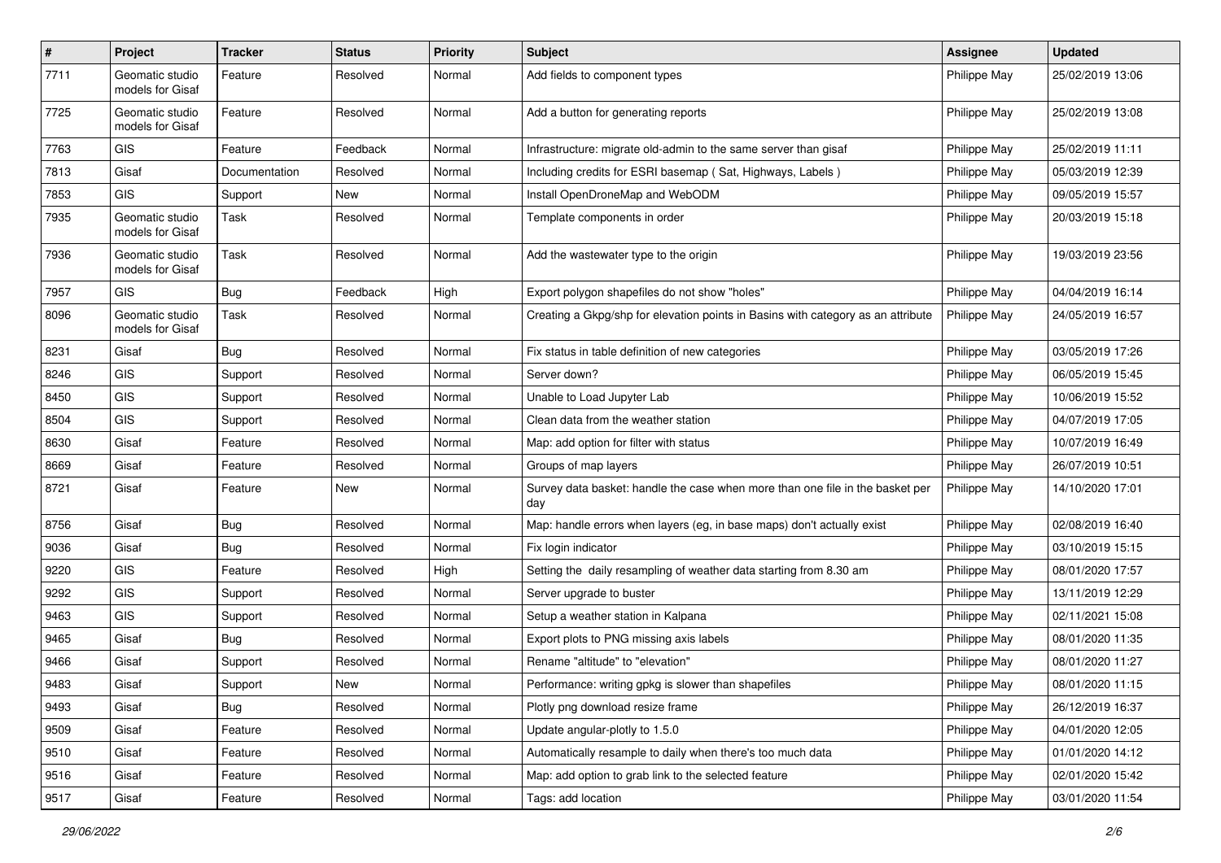| # | Project | Tracker | Status | Priority | Subject | Assignee | Updated |
|---|---|---|---|---|---|---|---|
| 7711 | Geomatic studio models for Gisaf | Feature | Resolved | Normal | Add fields to component types | Philippe May | 25/02/2019 13:06 |
| 7725 | Geomatic studio models for Gisaf | Feature | Resolved | Normal | Add a button for generating reports | Philippe May | 25/02/2019 13:08 |
| 7763 | GIS | Feature | Feedback | Normal | Infrastructure: migrate old-admin to the same server than gisaf | Philippe May | 25/02/2019 11:11 |
| 7813 | Gisaf | Documentation | Resolved | Normal | Including credits for ESRI basemap ( Sat, Highways, Labels ) | Philippe May | 05/03/2019 12:39 |
| 7853 | GIS | Support | New | Normal | Install OpenDroneMap and WebODM | Philippe May | 09/05/2019 15:57 |
| 7935 | Geomatic studio models for Gisaf | Task | Resolved | Normal | Template components in order | Philippe May | 20/03/2019 15:18 |
| 7936 | Geomatic studio models for Gisaf | Task | Resolved | Normal | Add the wastewater type to the origin | Philippe May | 19/03/2019 23:56 |
| 7957 | GIS | Bug | Feedback | High | Export polygon shapefiles do not show "holes" | Philippe May | 04/04/2019 16:14 |
| 8096 | Geomatic studio models for Gisaf | Task | Resolved | Normal | Creating a Gkpg/shp for elevation points in Basins with category as an attribute | Philippe May | 24/05/2019 16:57 |
| 8231 | Gisaf | Bug | Resolved | Normal | Fix status in table definition of new categories | Philippe May | 03/05/2019 17:26 |
| 8246 | GIS | Support | Resolved | Normal | Server down? | Philippe May | 06/05/2019 15:45 |
| 8450 | GIS | Support | Resolved | Normal | Unable to Load Jupyter Lab | Philippe May | 10/06/2019 15:52 |
| 8504 | GIS | Support | Resolved | Normal | Clean data from the weather station | Philippe May | 04/07/2019 17:05 |
| 8630 | Gisaf | Feature | Resolved | Normal | Map: add option for filter with status | Philippe May | 10/07/2019 16:49 |
| 8669 | Gisaf | Feature | Resolved | Normal | Groups of map layers | Philippe May | 26/07/2019 10:51 |
| 8721 | Gisaf | Feature | New | Normal | Survey data basket: handle the case when more than one file in the basket per day | Philippe May | 14/10/2020 17:01 |
| 8756 | Gisaf | Bug | Resolved | Normal | Map: handle errors when layers (eg, in base maps) don't actually exist | Philippe May | 02/08/2019 16:40 |
| 9036 | Gisaf | Bug | Resolved | Normal | Fix login indicator | Philippe May | 03/10/2019 15:15 |
| 9220 | GIS | Feature | Resolved | High | Setting the daily resampling of weather data starting from 8.30 am | Philippe May | 08/01/2020 17:57 |
| 9292 | GIS | Support | Resolved | Normal | Server upgrade to buster | Philippe May | 13/11/2019 12:29 |
| 9463 | GIS | Support | Resolved | Normal | Setup a weather station in Kalpana | Philippe May | 02/11/2021 15:08 |
| 9465 | Gisaf | Bug | Resolved | Normal | Export plots to PNG missing axis labels | Philippe May | 08/01/2020 11:35 |
| 9466 | Gisaf | Support | Resolved | Normal | Rename "altitude" to "elevation" | Philippe May | 08/01/2020 11:27 |
| 9483 | Gisaf | Support | New | Normal | Performance: writing gpkg is slower than shapefiles | Philippe May | 08/01/2020 11:15 |
| 9493 | Gisaf | Bug | Resolved | Normal | Plotly png download resize frame | Philippe May | 26/12/2019 16:37 |
| 9509 | Gisaf | Feature | Resolved | Normal | Update angular-plotly to 1.5.0 | Philippe May | 04/01/2020 12:05 |
| 9510 | Gisaf | Feature | Resolved | Normal | Automatically resample to daily when there's too much data | Philippe May | 01/01/2020 14:12 |
| 9516 | Gisaf | Feature | Resolved | Normal | Map: add option to grab link to the selected feature | Philippe May | 02/01/2020 15:42 |
| 9517 | Gisaf | Feature | Resolved | Normal | Tags: add location | Philippe May | 03/01/2020 11:54 |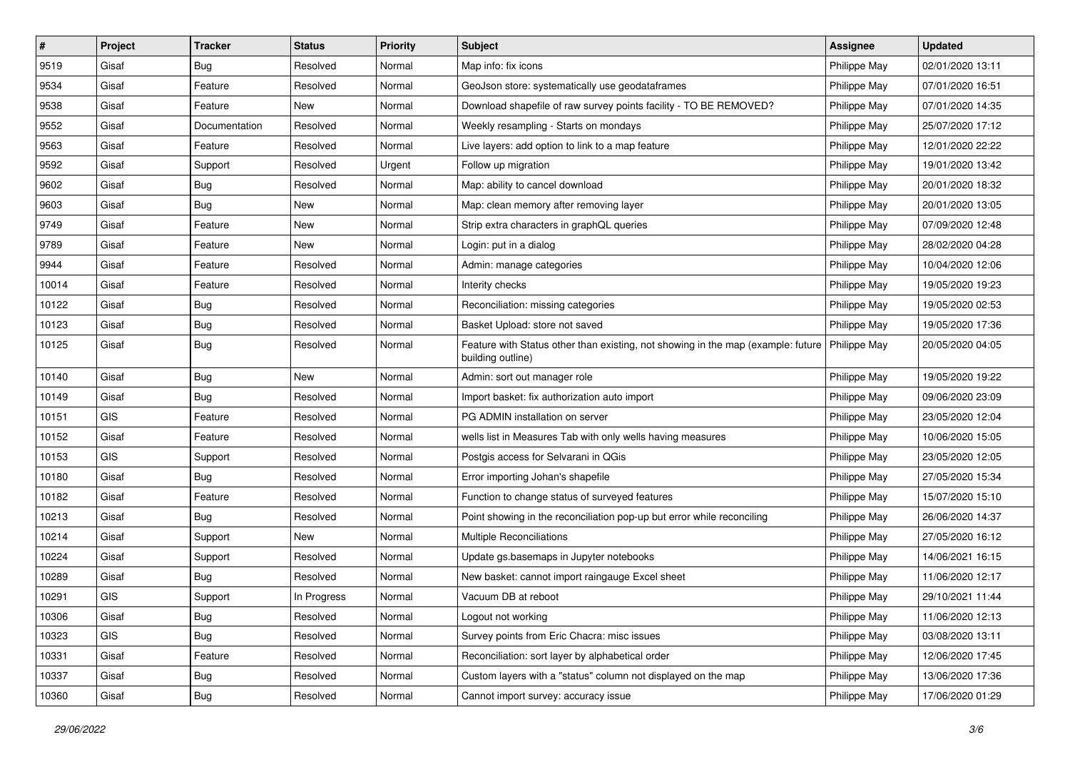| # | Project | Tracker | Status | Priority | Subject | Assignee | Updated |
|---|---|---|---|---|---|---|---|
| 9519 | Gisaf | Bug | Resolved | Normal | Map info: fix icons | Philippe May | 02/01/2020 13:11 |
| 9534 | Gisaf | Feature | Resolved | Normal | GeoJson store: systematically use geodataframes | Philippe May | 07/01/2020 16:51 |
| 9538 | Gisaf | Feature | New | Normal | Download shapefile of raw survey points facility - TO BE REMOVED? | Philippe May | 07/01/2020 14:35 |
| 9552 | Gisaf | Documentation | Resolved | Normal | Weekly resampling - Starts on mondays | Philippe May | 25/07/2020 17:12 |
| 9563 | Gisaf | Feature | Resolved | Normal | Live layers: add option to link to a map feature | Philippe May | 12/01/2020 22:22 |
| 9592 | Gisaf | Support | Resolved | Urgent | Follow up migration | Philippe May | 19/01/2020 13:42 |
| 9602 | Gisaf | Bug | Resolved | Normal | Map: ability to cancel download | Philippe May | 20/01/2020 18:32 |
| 9603 | Gisaf | Bug | New | Normal | Map: clean memory after removing layer | Philippe May | 20/01/2020 13:05 |
| 9749 | Gisaf | Feature | New | Normal | Strip extra characters in graphQL queries | Philippe May | 07/09/2020 12:48 |
| 9789 | Gisaf | Feature | New | Normal | Login: put in a dialog | Philippe May | 28/02/2020 04:28 |
| 9944 | Gisaf | Feature | Resolved | Normal | Admin: manage categories | Philippe May | 10/04/2020 12:06 |
| 10014 | Gisaf | Feature | Resolved | Normal | Interity checks | Philippe May | 19/05/2020 19:23 |
| 10122 | Gisaf | Bug | Resolved | Normal | Reconciliation: missing categories | Philippe May | 19/05/2020 02:53 |
| 10123 | Gisaf | Bug | Resolved | Normal | Basket Upload: store not saved | Philippe May | 19/05/2020 17:36 |
| 10125 | Gisaf | Bug | Resolved | Normal | Feature with Status other than existing, not showing in the map (example: future building outline) | Philippe May | 20/05/2020 04:05 |
| 10140 | Gisaf | Bug | New | Normal | Admin: sort out manager role | Philippe May | 19/05/2020 19:22 |
| 10149 | Gisaf | Bug | Resolved | Normal | Import basket: fix authorization auto import | Philippe May | 09/06/2020 23:09 |
| 10151 | GIS | Feature | Resolved | Normal | PG ADMIN installation on server | Philippe May | 23/05/2020 12:04 |
| 10152 | Gisaf | Feature | Resolved | Normal | wells list in Measures Tab with only wells having measures | Philippe May | 10/06/2020 15:05 |
| 10153 | GIS | Support | Resolved | Normal | Postgis access for Selvarani in QGis | Philippe May | 23/05/2020 12:05 |
| 10180 | Gisaf | Bug | Resolved | Normal | Error importing Johan's shapefile | Philippe May | 27/05/2020 15:34 |
| 10182 | Gisaf | Feature | Resolved | Normal | Function to change status of surveyed features | Philippe May | 15/07/2020 15:10 |
| 10213 | Gisaf | Bug | Resolved | Normal | Point showing in the reconciliation pop-up but error while reconciling | Philippe May | 26/06/2020 14:37 |
| 10214 | Gisaf | Support | New | Normal | Multiple Reconciliations | Philippe May | 27/05/2020 16:12 |
| 10224 | Gisaf | Support | Resolved | Normal | Update gs.basemaps in Jupyter notebooks | Philippe May | 14/06/2021 16:15 |
| 10289 | Gisaf | Bug | Resolved | Normal | New basket: cannot import raingauge Excel sheet | Philippe May | 11/06/2020 12:17 |
| 10291 | GIS | Support | In Progress | Normal | Vacuum DB at reboot | Philippe May | 29/10/2021 11:44 |
| 10306 | Gisaf | Bug | Resolved | Normal | Logout not working | Philippe May | 11/06/2020 12:13 |
| 10323 | GIS | Bug | Resolved | Normal | Survey points from Eric Chacra: misc issues | Philippe May | 03/08/2020 13:11 |
| 10331 | Gisaf | Feature | Resolved | Normal | Reconciliation: sort layer by alphabetical order | Philippe May | 12/06/2020 17:45 |
| 10337 | Gisaf | Bug | Resolved | Normal | Custom layers with a "status" column not displayed on the map | Philippe May | 13/06/2020 17:36 |
| 10360 | Gisaf | Bug | Resolved | Normal | Cannot import survey: accuracy issue | Philippe May | 17/06/2020 01:29 |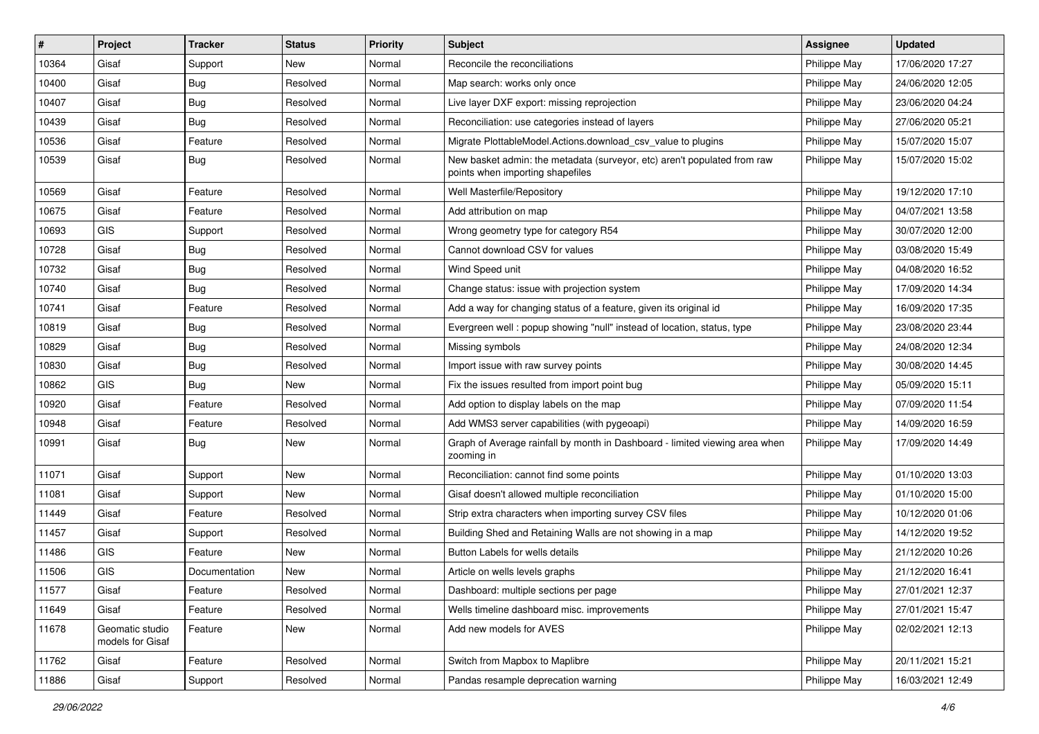| # | Project | Tracker | Status | Priority | Subject | Assignee | Updated |
|---|---|---|---|---|---|---|---|
| 10364 | Gisaf | Support | New | Normal | Reconcile the reconciliations | Philippe May | 17/06/2020 17:27 |
| 10400 | Gisaf | Bug | Resolved | Normal | Map search: works only once | Philippe May | 24/06/2020 12:05 |
| 10407 | Gisaf | Bug | Resolved | Normal | Live layer DXF export: missing reprojection | Philippe May | 23/06/2020 04:24 |
| 10439 | Gisaf | Bug | Resolved | Normal | Reconciliation: use categories instead of layers | Philippe May | 27/06/2020 05:21 |
| 10536 | Gisaf | Feature | Resolved | Normal | Migrate PlottableModel.Actions.download_csv_value to plugins | Philippe May | 15/07/2020 15:07 |
| 10539 | Gisaf | Bug | Resolved | Normal | New basket admin: the metadata (surveyor, etc) aren't populated from raw points when importing shapefiles | Philippe May | 15/07/2020 15:02 |
| 10569 | Gisaf | Feature | Resolved | Normal | Well Masterfile/Repository | Philippe May | 19/12/2020 17:10 |
| 10675 | Gisaf | Feature | Resolved | Normal | Add attribution on map | Philippe May | 04/07/2021 13:58 |
| 10693 | GIS | Support | Resolved | Normal | Wrong geometry type for category R54 | Philippe May | 30/07/2020 12:00 |
| 10728 | Gisaf | Bug | Resolved | Normal | Cannot download CSV for values | Philippe May | 03/08/2020 15:49 |
| 10732 | Gisaf | Bug | Resolved | Normal | Wind Speed unit | Philippe May | 04/08/2020 16:52 |
| 10740 | Gisaf | Bug | Resolved | Normal | Change status: issue with projection system | Philippe May | 17/09/2020 14:34 |
| 10741 | Gisaf | Feature | Resolved | Normal | Add a way for changing status of a feature, given its original id | Philippe May | 16/09/2020 17:35 |
| 10819 | Gisaf | Bug | Resolved | Normal | Evergreen well : popup showing "null" instead of location, status, type | Philippe May | 23/08/2020 23:44 |
| 10829 | Gisaf | Bug | Resolved | Normal | Missing symbols | Philippe May | 24/08/2020 12:34 |
| 10830 | Gisaf | Bug | Resolved | Normal | Import issue with raw survey points | Philippe May | 30/08/2020 14:45 |
| 10862 | GIS | Bug | New | Normal | Fix the issues resulted from import point bug | Philippe May | 05/09/2020 15:11 |
| 10920 | Gisaf | Feature | Resolved | Normal | Add option to display labels on the map | Philippe May | 07/09/2020 11:54 |
| 10948 | Gisaf | Feature | Resolved | Normal | Add WMS3 server capabilities (with pygeoapi) | Philippe May | 14/09/2020 16:59 |
| 10991 | Gisaf | Bug | New | Normal | Graph of Average rainfall by month in Dashboard - limited viewing area when zooming in | Philippe May | 17/09/2020 14:49 |
| 11071 | Gisaf | Support | New | Normal | Reconciliation: cannot find some points | Philippe May | 01/10/2020 13:03 |
| 11081 | Gisaf | Support | New | Normal | Gisaf doesn't allowed multiple reconciliation | Philippe May | 01/10/2020 15:00 |
| 11449 | Gisaf | Feature | Resolved | Normal | Strip extra characters when importing survey CSV files | Philippe May | 10/12/2020 01:06 |
| 11457 | Gisaf | Support | Resolved | Normal | Building Shed and Retaining Walls are not showing in a map | Philippe May | 14/12/2020 19:52 |
| 11486 | GIS | Feature | New | Normal | Button Labels for wells details | Philippe May | 21/12/2020 10:26 |
| 11506 | GIS | Documentation | New | Normal | Article on wells levels graphs | Philippe May | 21/12/2020 16:41 |
| 11577 | Gisaf | Feature | Resolved | Normal | Dashboard: multiple sections per page | Philippe May | 27/01/2021 12:37 |
| 11649 | Gisaf | Feature | Resolved | Normal | Wells timeline dashboard misc. improvements | Philippe May | 27/01/2021 15:47 |
| 11678 | Geomatic studio models for Gisaf | Feature | New | Normal | Add new models for AVES | Philippe May | 02/02/2021 12:13 |
| 11762 | Gisaf | Feature | Resolved | Normal | Switch from Mapbox to Maplibre | Philippe May | 20/11/2021 15:21 |
| 11886 | Gisaf | Support | Resolved | Normal | Pandas resample deprecation warning | Philippe May | 16/03/2021 12:49 |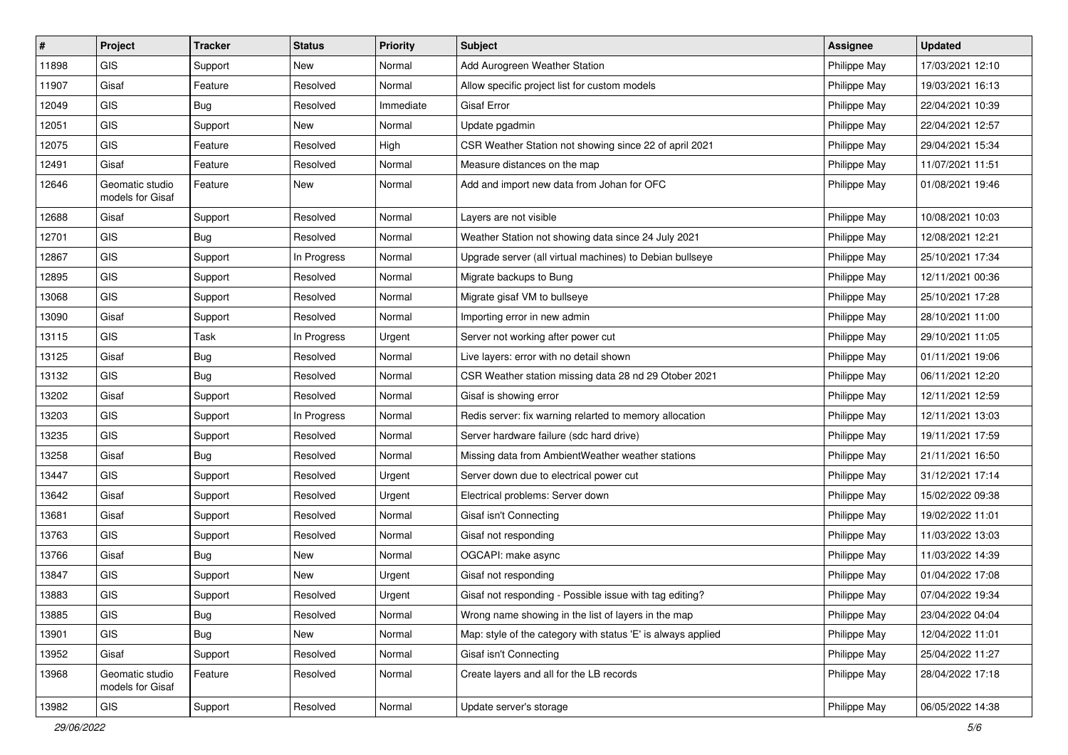| # | Project | Tracker | Status | Priority | Subject | Assignee | Updated |
|---|---|---|---|---|---|---|---|
| 11898 | GIS | Support | New | Normal | Add Aurogreen Weather Station | Philippe May | 17/03/2021 12:10 |
| 11907 | Gisaf | Feature | Resolved | Normal | Allow specific project list for custom models | Philippe May | 19/03/2021 16:13 |
| 12049 | GIS | Bug | Resolved | Immediate | Gisaf Error | Philippe May | 22/04/2021 10:39 |
| 12051 | GIS | Support | New | Normal | Update pgadmin | Philippe May | 22/04/2021 12:57 |
| 12075 | GIS | Feature | Resolved | High | CSR Weather Station not showing since 22 of april 2021 | Philippe May | 29/04/2021 15:34 |
| 12491 | Gisaf | Feature | Resolved | Normal | Measure distances on the map | Philippe May | 11/07/2021 11:51 |
| 12646 | Geomatic studio models for Gisaf | Feature | New | Normal | Add and import new data from Johan for OFC | Philippe May | 01/08/2021 19:46 |
| 12688 | Gisaf | Support | Resolved | Normal | Layers are not visible | Philippe May | 10/08/2021 10:03 |
| 12701 | GIS | Bug | Resolved | Normal | Weather Station not showing data since 24 July 2021 | Philippe May | 12/08/2021 12:21 |
| 12867 | GIS | Support | In Progress | Normal | Upgrade server (all virtual machines) to Debian bullseye | Philippe May | 25/10/2021 17:34 |
| 12895 | GIS | Support | Resolved | Normal | Migrate backups to Bung | Philippe May | 12/11/2021 00:36 |
| 13068 | GIS | Support | Resolved | Normal | Migrate gisaf VM to bullseye | Philippe May | 25/10/2021 17:28 |
| 13090 | Gisaf | Support | Resolved | Normal | Importing error in new admin | Philippe May | 28/10/2021 11:00 |
| 13115 | GIS | Task | In Progress | Urgent | Server not working after power cut | Philippe May | 29/10/2021 11:05 |
| 13125 | Gisaf | Bug | Resolved | Normal | Live layers: error with no detail shown | Philippe May | 01/11/2021 19:06 |
| 13132 | GIS | Bug | Resolved | Normal | CSR Weather station missing data 28 nd 29 Otober 2021 | Philippe May | 06/11/2021 12:20 |
| 13202 | Gisaf | Support | Resolved | Normal | Gisaf is showing error | Philippe May | 12/11/2021 12:59 |
| 13203 | GIS | Support | In Progress | Normal | Redis server: fix warning relarted to memory allocation | Philippe May | 12/11/2021 13:03 |
| 13235 | GIS | Support | Resolved | Normal | Server hardware failure (sdc hard drive) | Philippe May | 19/11/2021 17:59 |
| 13258 | Gisaf | Bug | Resolved | Normal | Missing data from AmbientWeather weather stations | Philippe May | 21/11/2021 16:50 |
| 13447 | GIS | Support | Resolved | Urgent | Server down due to electrical power cut | Philippe May | 31/12/2021 17:14 |
| 13642 | Gisaf | Support | Resolved | Urgent | Electrical problems: Server down | Philippe May | 15/02/2022 09:38 |
| 13681 | Gisaf | Support | Resolved | Normal | Gisaf isn't Connecting | Philippe May | 19/02/2022 11:01 |
| 13763 | GIS | Support | Resolved | Normal | Gisaf not responding | Philippe May | 11/03/2022 13:03 |
| 13766 | Gisaf | Bug | New | Normal | OGCAPI: make async | Philippe May | 11/03/2022 14:39 |
| 13847 | GIS | Support | New | Urgent | Gisaf not responding | Philippe May | 01/04/2022 17:08 |
| 13883 | GIS | Support | Resolved | Urgent | Gisaf not responding - Possible issue with tag editing? | Philippe May | 07/04/2022 19:34 |
| 13885 | GIS | Bug | Resolved | Normal | Wrong name showing in the list of layers in the map | Philippe May | 23/04/2022 04:04 |
| 13901 | GIS | Bug | New | Normal | Map: style of the category with status 'E' is always applied | Philippe May | 12/04/2022 11:01 |
| 13952 | Gisaf | Support | Resolved | Normal | Gisaf isn't Connecting | Philippe May | 25/04/2022 11:27 |
| 13968 | Geomatic studio models for Gisaf | Feature | Resolved | Normal | Create layers and all for the LB records | Philippe May | 28/04/2022 17:18 |
| 13982 | GIS | Support | Resolved | Normal | Update server's storage | Philippe May | 06/05/2022 14:38 |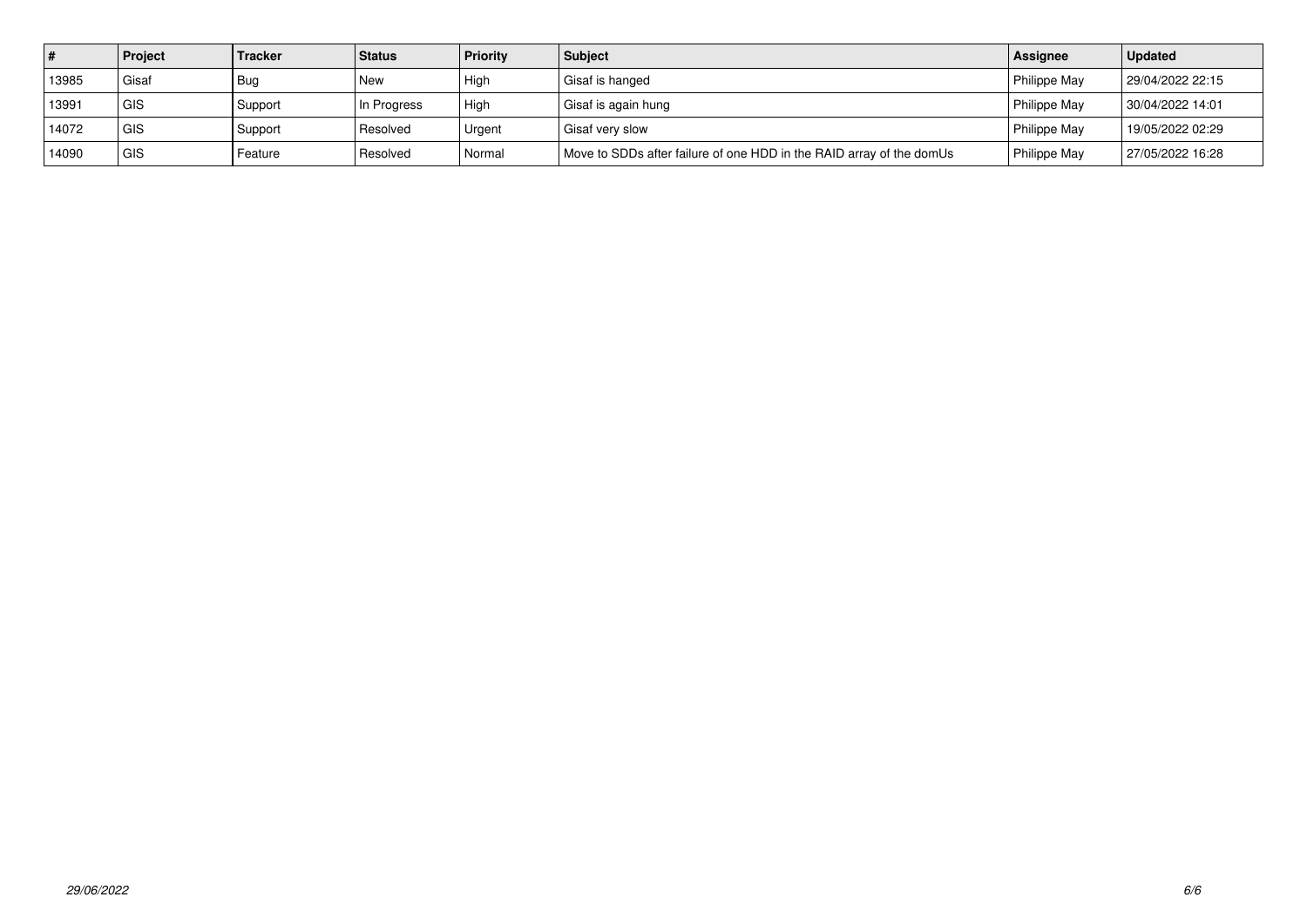| # | Project | Tracker | Status | Priority | Subject | Assignee | Updated |
|---|---|---|---|---|---|---|---|
| 13985 | Gisaf | Bug | New | High | Gisaf is hanged | Philippe May | 29/04/2022 22:15 |
| 13991 | GIS | Support | In Progress | High | Gisaf is again hung | Philippe May | 30/04/2022 14:01 |
| 14072 | GIS | Support | Resolved | Urgent | Gisaf very slow | Philippe May | 19/05/2022 02:29 |
| 14090 | GIS | Feature | Resolved | Normal | Move to SDDs after failure of one HDD in the RAID array of the domUs | Philippe May | 27/05/2022 16:28 |